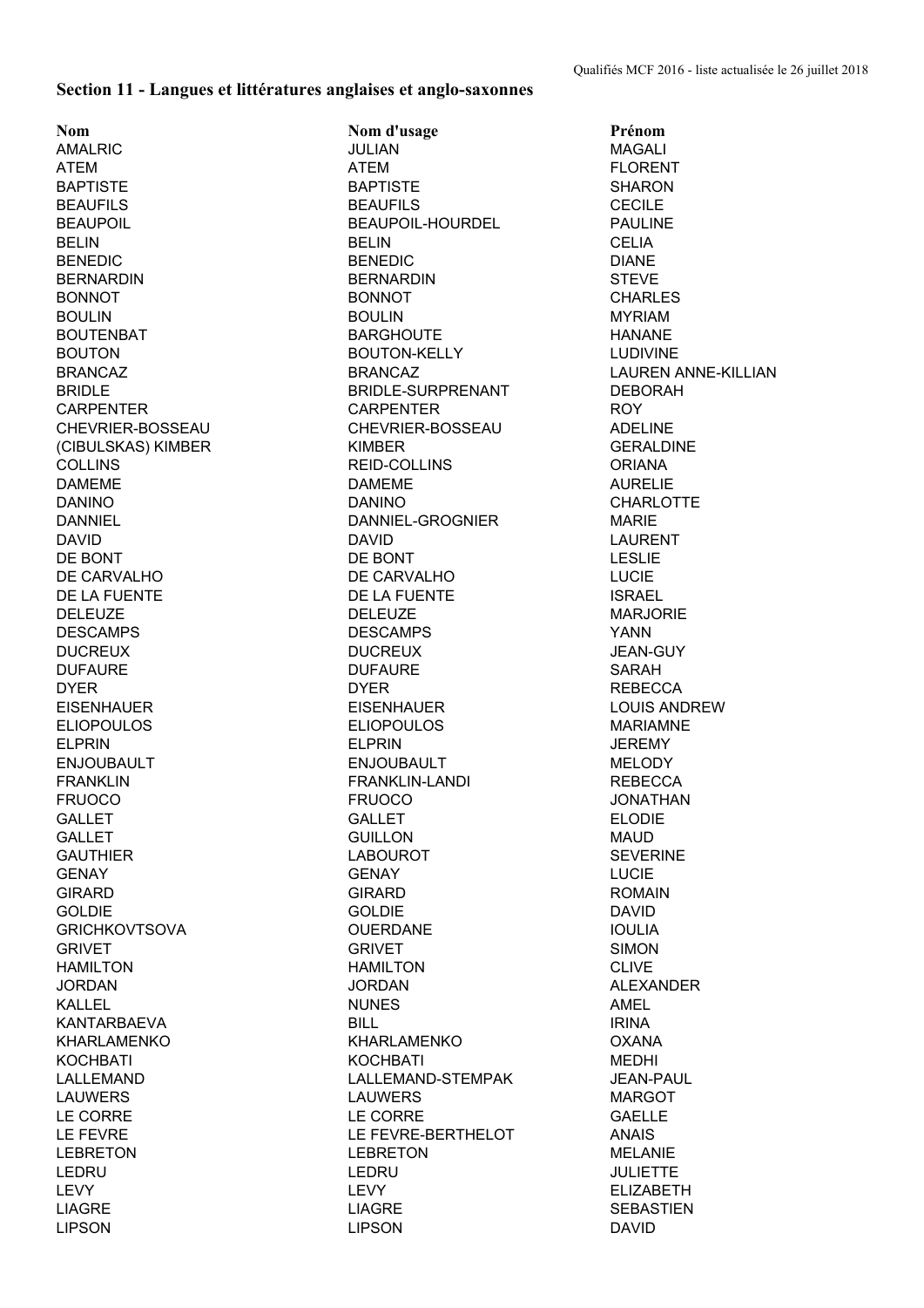## Section 11 - Langues et littératures anglaises et anglo-saxonnes

| Nom | Nom d'usage | Prénom |
|---|---|---|
| AMALRIC | JULIAN | MAGALI |
| ATEM | ATEM | FLORENT |
| BAPTISTE | BAPTISTE | SHARON |
| BEAUFILS | BEAUFILS | CECILE |
| BEAUPOIL | BEAUPOIL-HOURDEL | PAULINE |
| BELIN | BELIN | CELIA |
| BENEDIC | BENEDIC | DIANE |
| BERNARDIN | BERNARDIN | STEVE |
| BONNOT | BONNOT | CHARLES |
| BOULIN | BOULIN | MYRIAM |
| BOUTENBAT | BARGHOUTE | HANANE |
| BOUTON | BOUTON-KELLY | LUDIVINE |
| BRANCAZ | BRANCAZ | LAUREN ANNE-KILLIAN |
| BRIDLE | BRIDLE-SURPRENANT | DEBORAH |
| CARPENTER | CARPENTER | ROY |
| CHEVRIER-BOSSEAU | CHEVRIER-BOSSEAU | ADELINE |
| (CIBULSKAS) KIMBER | KIMBER | GERALDINE |
| COLLINS | REID-COLLINS | ORIANA |
| DAMEME | DAMEME | AURELIE |
| DANINO | DANINO | CHARLOTTE |
| DANNIEL | DANNIEL-GROGNIER | MARIE |
| DAVID | DAVID | LAURENT |
| DE BONT | DE BONT | LESLIE |
| DE CARVALHO | DE CARVALHO | LUCIE |
| DE LA FUENTE | DE LA FUENTE | ISRAEL |
| DELEUZE | DELEUZE | MARJORIE |
| DESCAMPS | DESCAMPS | YANN |
| DUCREUX | DUCREUX | JEAN-GUY |
| DUFAURE | DUFAURE | SARAH |
| DYER | DYER | REBECCA |
| EISENHAUER | EISENHAUER | LOUIS ANDREW |
| ELIOPOULOS | ELIOPOULOS | MARIAMNE |
| ELPRIN | ELPRIN | JEREMY |
| ENJOUBAULT | ENJOUBAULT | MELODY |
| FRANKLIN | FRANKLIN-LANDI | REBECCA |
| FRUOCO | FRUOCO | JONATHAN |
| GALLET | GALLET | ELODIE |
| GALLET | GUILLON | MAUD |
| GAUTHIER | LABOUROT | SEVERINE |
| GENAY | GENAY | LUCIE |
| GIRARD | GIRARD | ROMAIN |
| GOLDIE | GOLDIE | DAVID |
| GRICHKOVTSOVA | OUERDANE | IOULIA |
| GRIVET | GRIVET | SIMON |
| HAMILTON | HAMILTON | CLIVE |
| JORDAN | JORDAN | ALEXANDER |
| KALLEL | NUNES | AMEL |
| KANTARBAEVA | BILL | IRINA |
| KHARLAMENKO | KHARLAMENKO | OXANA |
| KOCHBATI | KOCHBATI | MEDHI |
| LALLEMAND | LALLEMAND-STEMPAK | JEAN-PAUL |
| LAUWERS | LAUWERS | MARGOT |
| LE CORRE | LE CORRE | GAELLE |
| LE FEVRE | LE FEVRE-BERTHELOT | ANAIS |
| LEBRETON | LEBRETON | MELANIE |
| LEDRU | LEDRU | JULIETTE |
| LEVY | LEVY | ELIZABETH |
| LIAGRE | LIAGRE | SEBASTIEN |
| LIPSON | LIPSON | DAVID |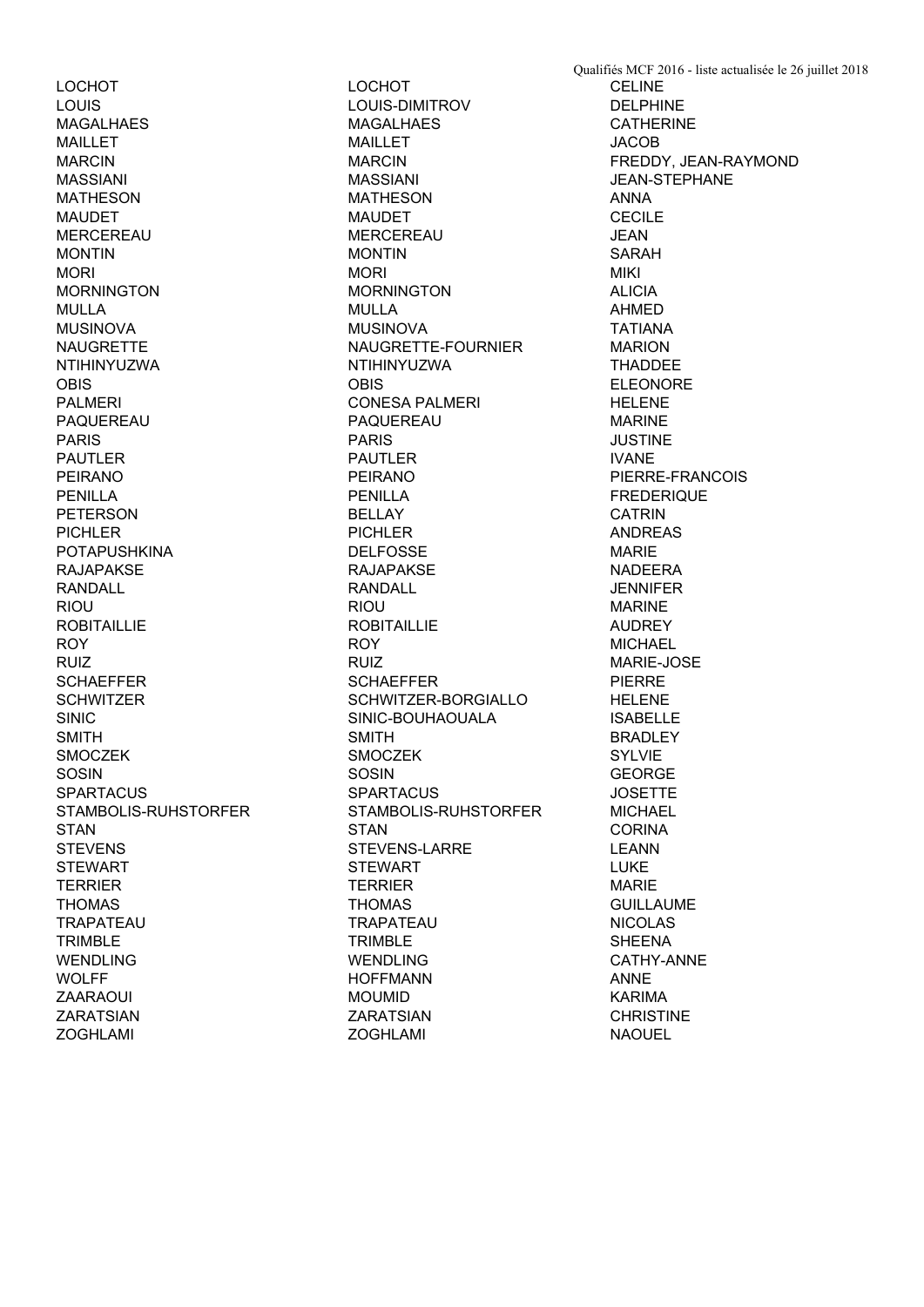| | | |
|---|---|---|
| LOCHOT | LOCHOT | CELINE |
| LOUIS | LOUIS-DIMITROV | DELPHINE |
| MAGALHAES | MAGALHAES | CATHERINE |
| MAILLET | MAILLET | JACOB |
| MARCIN | MARCIN | FREDDY, JEAN-RAYMOND |
| MASSIANI | MASSIANI | JEAN-STEPHANE |
| MATHESON | MATHESON | ANNA |
| MAUDET | MAUDET | CECILE |
| MERCEREAU | MERCEREAU | JEAN |
| MONTIN | MONTIN | SARAH |
| MORI | MORI | MIKI |
| MORNINGTON | MORNINGTON | ALICIA |
| MULLA | MULLA | AHMED |
| MUSINOVA | MUSINOVA | TATIANA |
| NAUGRETTE | NAUGRETTE-FOURNIER | MARION |
| NTIHINYUZWA | NTIHINYUZWA | THADDEE |
| OBIS | OBIS | ELEONORE |
| PALMERI | CONESA PALMERI | HELENE |
| PAQUEREAU | PAQUEREAU | MARINE |
| PARIS | PARIS | JUSTINE |
| PAUTLER | PAUTLER | IVANE |
| PEIRANO | PEIRANO | PIERRE-FRANCOIS |
| PENILLA | PENILLA | FREDERIQUE |
| PETERSON | BELLAY | CATRIN |
| PICHLER | PICHLER | ANDREAS |
| POTAPUSHKINA | DELFOSSE | MARIE |
| RAJAPAKSE | RAJAPAKSE | NADEERA |
| RANDALL | RANDALL | JENNIFER |
| RIOU | RIOU | MARINE |
| ROBITAILLIE | ROBITAILLIE | AUDREY |
| ROY | ROY | MICHAEL |
| RUIZ | RUIZ | MARIE-JOSE |
| SCHAEFFER | SCHAEFFER | PIERRE |
| SCHWITZER | SCHWITZER-BORGIALLO | HELENE |
| SINIC | SINIC-BOUHAOUALA | ISABELLE |
| SMITH | SMITH | BRADLEY |
| SMOCZEK | SMOCZEK | SYLVIE |
| SOSIN | SOSIN | GEORGE |
| SPARTACUS | SPARTACUS | JOSETTE |
| STAMBOLIS-RUHSTORFER | STAMBOLIS-RUHSTORFER | MICHAEL |
| STAN | STAN | CORINA |
| STEVENS | STEVENS-LARRE | LEANN |
| STEWART | STEWART | LUKE |
| TERRIER | TERRIER | MARIE |
| THOMAS | THOMAS | GUILLAUME |
| TRAPATEAU | TRAPATEAU | NICOLAS |
| TRIMBLE | TRIMBLE | SHEENA |
| WENDLING | WENDLING | CATHY-ANNE |
| WOLFF | HOFFMANN | ANNE |
| ZAARAOUI | MOUMID | KARIMA |
| ZARATSIAN | ZARATSIAN | CHRISTINE |
| ZOGHLAMI | ZOGHLAMI | NAOUEL |